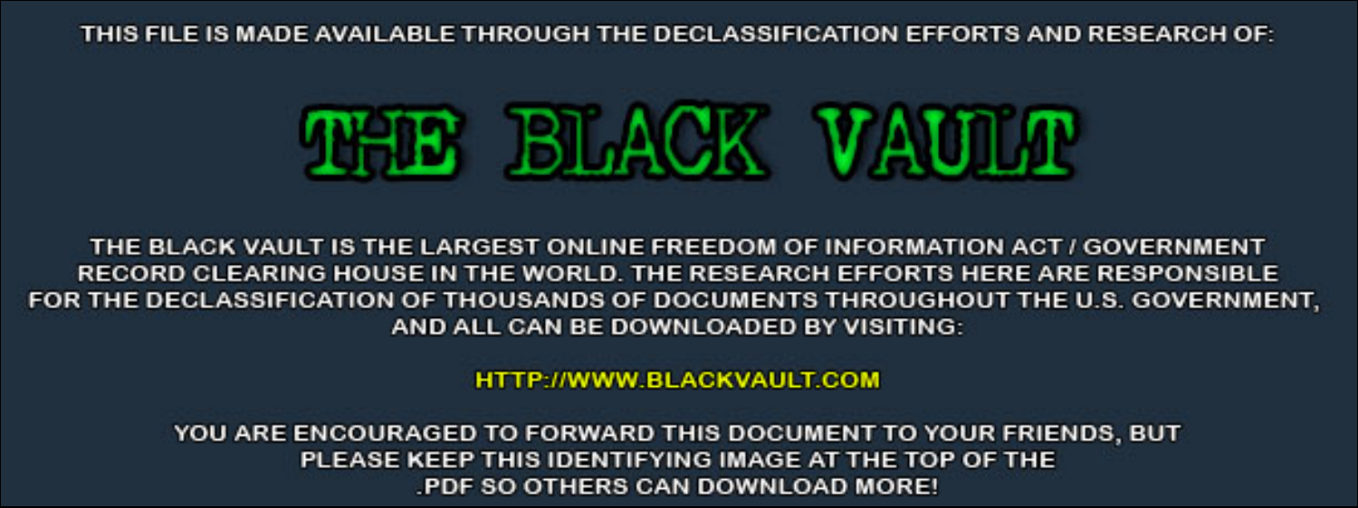THIS FILE IS MADE AVAILABLE THROUGH THE DECLASSIFICATION EFFORTS AND RESEARCH OF:

# THE BLACK VAULT

THE BLACK VAULT IS THE LARGEST ONLINE FREEDOM OF INFORMATION ACT / GOVERNMENT RECORD CLEARING HOUSE IN THE WORLD. THE RESEARCH EFFORTS HERE ARE RESPONSIBLE FOR THE DECLASSIFICATION OF THOUSANDS OF DOCUMENTS THROUGHOUT THE U.S. GOVERNMENT, AND ALL CAN BE DOWNLOADED BY VISITING:

HTTP://WWW.BLACKVAULT.COM

YOU ARE ENCOURAGED TO FORWARD THIS DOCUMENT TO YOUR FRIENDS, BUT PLEASE KEEP THIS IDENTIFYING IMAGE AT THE TOP OF THE .PDF SO OTHERS CAN DOWNLOAD MORE!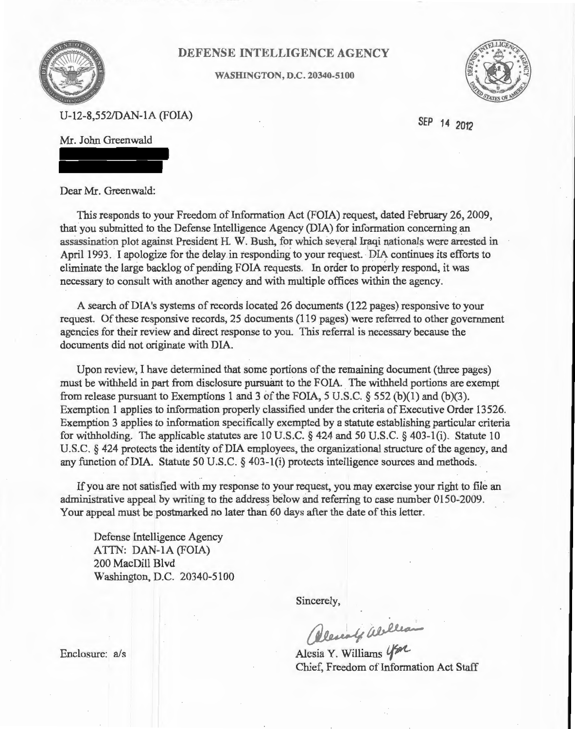# DEFENSE INTELLIGENCE AGENCY

**WASHINGTON, D.C. 20340-5100**

U-12-8,552/DAN-1A (FOIA)

SEP 14 2012

Mr. John Greenwald

Dear Mr. Greenwald:

This responds to your Freedom of Information Act (FOIA) request, dated February 26, 2009, that you submitted to the Defense Intelligence Agency (DIA) for information concerning an assassination plot against President H. W. Bush, for which several Iraqi nationals were arrested in April 1993. I apologize for the delay in responding to your request. DIA continues its efforts to eliminate the large backlog of pending FOIA requests. In order to properly respond, it was necessary to consult with another agency and with multiple offices within the agency.

A search of DIA's systems of records located 26 documents (122 pages) responsive to your request. Of these responsive records, 25 documents (119 pages) were referred to other government agencies for their review and direct response to you. This referral is necessary because the documents did not originate with DIA.

Upon review, I have determined that some portions of the remaining document (three pages) must be withheld in part from disclosure pursuant to the FOIA. The withheld portions are exempt from release pursuant to Exemptions 1 and 3 of the FOIA, 5 U.S.C. § 552 (b)(1) and (b)(3). Exemption 1 applies to information properly classified under the criteria of Executive Order 13526. Exemption 3 applies to information specifically exempted by a statute establishing particular criteria for withholding. The applicable statutes are 10 U.S.C. § 424 and 50 U.S.C. § 403-1(i). Statute 10 U.S.C. § 424 protects the identity of DIA employees, the organizational structure of the agency, and any function of DIA. Statute 50 U.S.C. § 403-1(i) protects intelligence sources and methods.

If you are not satisfied with my response to your request, you may exercise your right to file an administrative appeal by writing to the address below and referring to case number 0150-2009. Your appeal must be postmarked no later than 60 days after the date of this letter.

Defense Intelligence Agency
ATTN: DAN-1A (FOIA)
200 MacDill Blvd
Washington, D.C. 20340-5100

Sincerely,

Alesia Y. Williams *for*
Chief, Freedom of Information Act Staff

Enclosure: a/s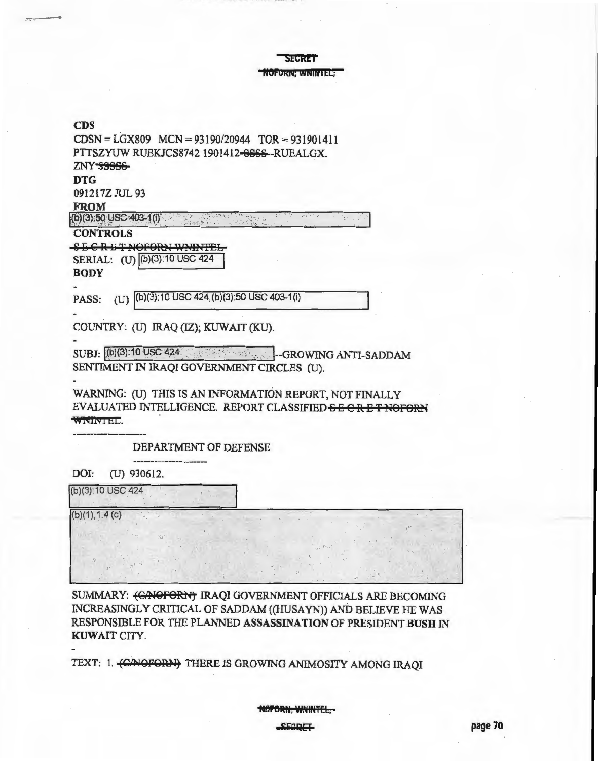SECRET

~~NOFORN; WNINTEL;~~

**CDS**

CDSN = LGX809 MCN = 93190/20944 TOR = 931901411

PTTSZYUW RUEKJCS8742 1901412-~~SSSS~~--RUEALGX.

ZNY ~~SSSSS~~

**DTG**

091217Z JUL 93

**FROM**

(b)(3):50 USC 403-1(i)

**CONTROLS**

~~S E C R E T NOFORN WNINTEL~~

SERIAL: (U) (b)(3):10 USC 424

**BODY**

-

PASS: (U) (b)(3):10 USC 424,(b)(3):50 USC 403-1(i)

-

COUNTRY: (U) IRAQ (IZ); KUWAIT (KU).

-

SUBJ: (b)(3):10 USC 424 --GROWING ANTI-SADDAM SENTIMENT IN IRAQI GOVERNMENT CIRCLES (U).

-

WARNING: (U) THIS IS AN INFORMATION REPORT, NOT FINALLY EVALUATED INTELLIGENCE. REPORT CLASSIFIED ~~S E C R E T NOFORN WNINTEL~~.

---

DEPARTMENT OF DEFENSE

---

DOI: (U) 930612.

(b)(3):10 USC 424

(b)(1),1.4 (c)

SUMMARY: ~~(C/NOFORN)~~ IRAQI GOVERNMENT OFFICIALS ARE BECOMING INCREASINGLY CRITICAL OF SADDAM ((HUSAYN)) AND BELIEVE HE WAS RESPONSIBLE FOR THE PLANNED **ASSASSINATION** OF PRESIDENT **BUSH** IN **KUWAIT** CITY.

-

TEXT: 1. ~~(C/NOFORN)~~ THERE IS GROWING ANIMOSITY AMONG IRAQI

~~NOFORN, WNINTEL,~~

~~SECRET~~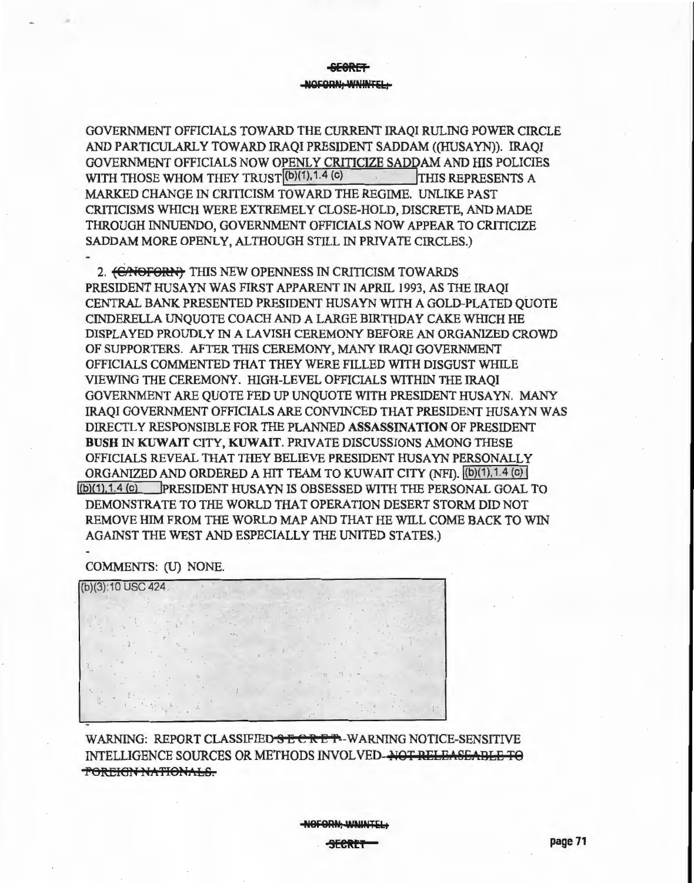GOVERNMENT OFFICIALS TOWARD THE CURRENT IRAQI RULING POWER CIRCLE AND PARTICULARLY TOWARD IRAQI PRESIDENT SADDAM ((HUSAYN)). IRAQI GOVERNMENT OFFICIALS NOW OPENLY CRITICIZE SADDAM AND HIS POLICIES WITH THOSE WHOM THEY TRUST (b)(1),1.4 (c) THIS REPRESENTS A MARKED CHANGE IN CRITICISM TOWARD THE REGIME. UNLIKE PAST CRITICISMS WHICH WERE EXTREMELY CLOSE-HOLD, DISCRETE, AND MADE THROUGH INNUENDO, GOVERNMENT OFFICIALS NOW APPEAR TO CRITICIZE SADDAM MORE OPENLY, ALTHOUGH STILL IN PRIVATE CIRCLES.)

-

2. ~~(C/NOFORN)~~ THIS NEW OPENNESS IN CRITICISM TOWARDS PRESIDENT HUSAYN WAS FIRST APPARENT IN APRIL 1993, AS THE IRAQI CENTRAL BANK PRESENTED PRESIDENT HUSAYN WITH A GOLD-PLATED QUOTE CINDERELLA UNQUOTE COACH AND A LARGE BIRTHDAY CAKE WHICH HE DISPLAYED PROUDLY IN A LAVISH CEREMONY BEFORE AN ORGANIZED CROWD OF SUPPORTERS. AFTER THIS CEREMONY, MANY IRAQI GOVERNMENT OFFICIALS COMMENTED THAT THEY WERE FILLED WITH DISGUST WHILE VIEWING THE CEREMONY. HIGH-LEVEL OFFICIALS WITHIN THE IRAQI GOVERNMENT ARE QUOTE FED UP UNQUOTE WITH PRESIDENT HUSAYN. MANY IRAQI GOVERNMENT OFFICIALS ARE CONVINCED THAT PRESIDENT HUSAYN WAS DIRECTLY RESPONSIBLE FOR THE PLANNED **ASSASSINATION** OF PRESIDENT **BUSH** IN **KUWAIT** CITY, **KUWAIT**. PRIVATE DISCUSSIONS AMONG THESE OFFICIALS REVEAL THAT THEY BELIEVE PRESIDENT HUSAYN PERSONALLY ORGANIZED AND ORDERED A HIT TEAM TO KUWAIT CITY (NFI). (b)(1),1.4 (c) (b)(1),1.4 (c) PRESIDENT HUSAYN IS OBSESSED WITH THE PERSONAL GOAL TO DEMONSTRATE TO THE WORLD THAT OPERATION DESERT STORM DID NOT REMOVE HIM FROM THE WORLD MAP AND THAT HE WILL COME BACK TO WIN AGAINST THE WEST AND ESPECIALLY THE UNITED STATES.)

-

COMMENTS: (U) NONE.

(b)(3):10 USC 424

-

WARNING: REPORT CLASSIFIED ~~S E C R E T~~ -WARNING NOTICE-SENSITIVE INTELLIGENCE SOURCES OR METHODS INVOLVED ~~-NOT RELEASABLE TO FOREIGN NATIONALS.~~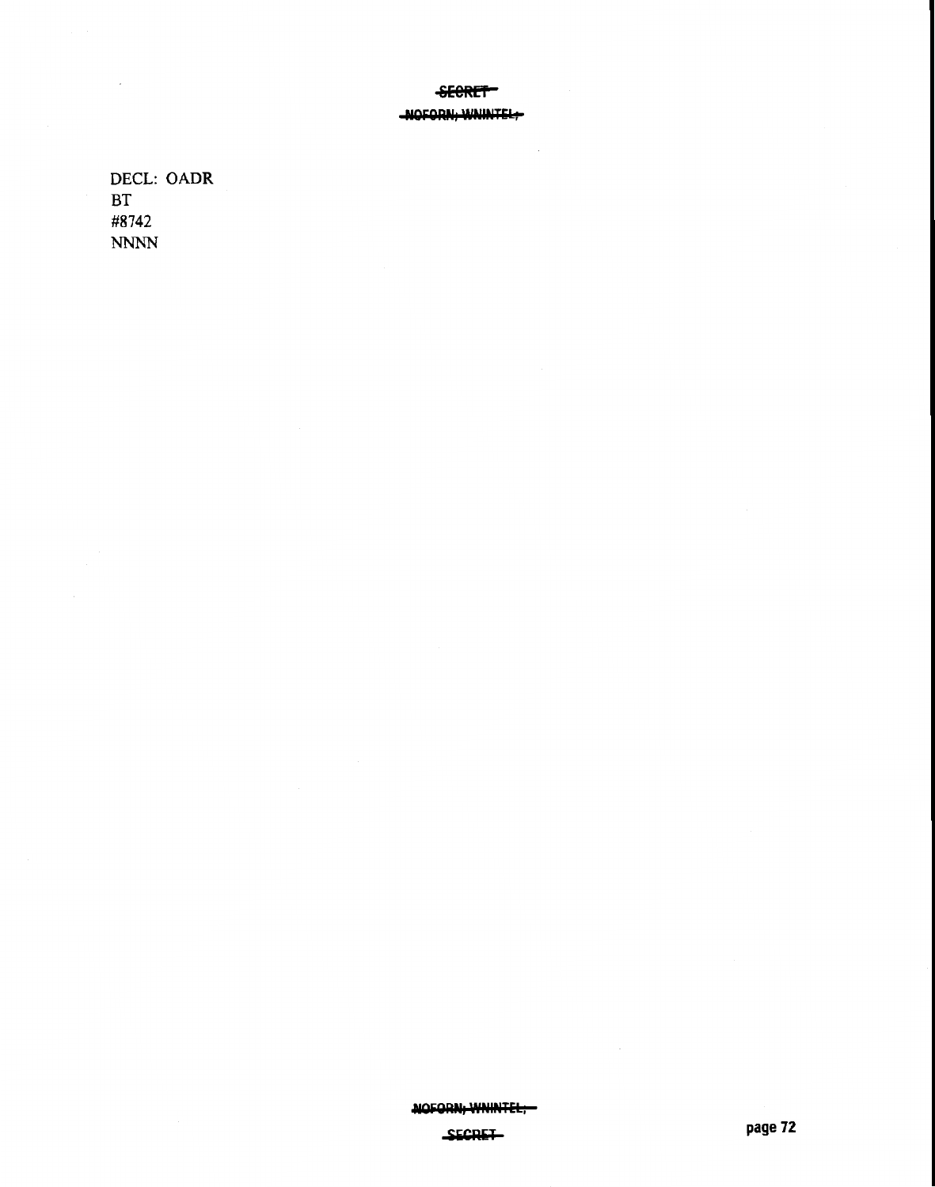DECL: OADR
BT
#8742
NNNN